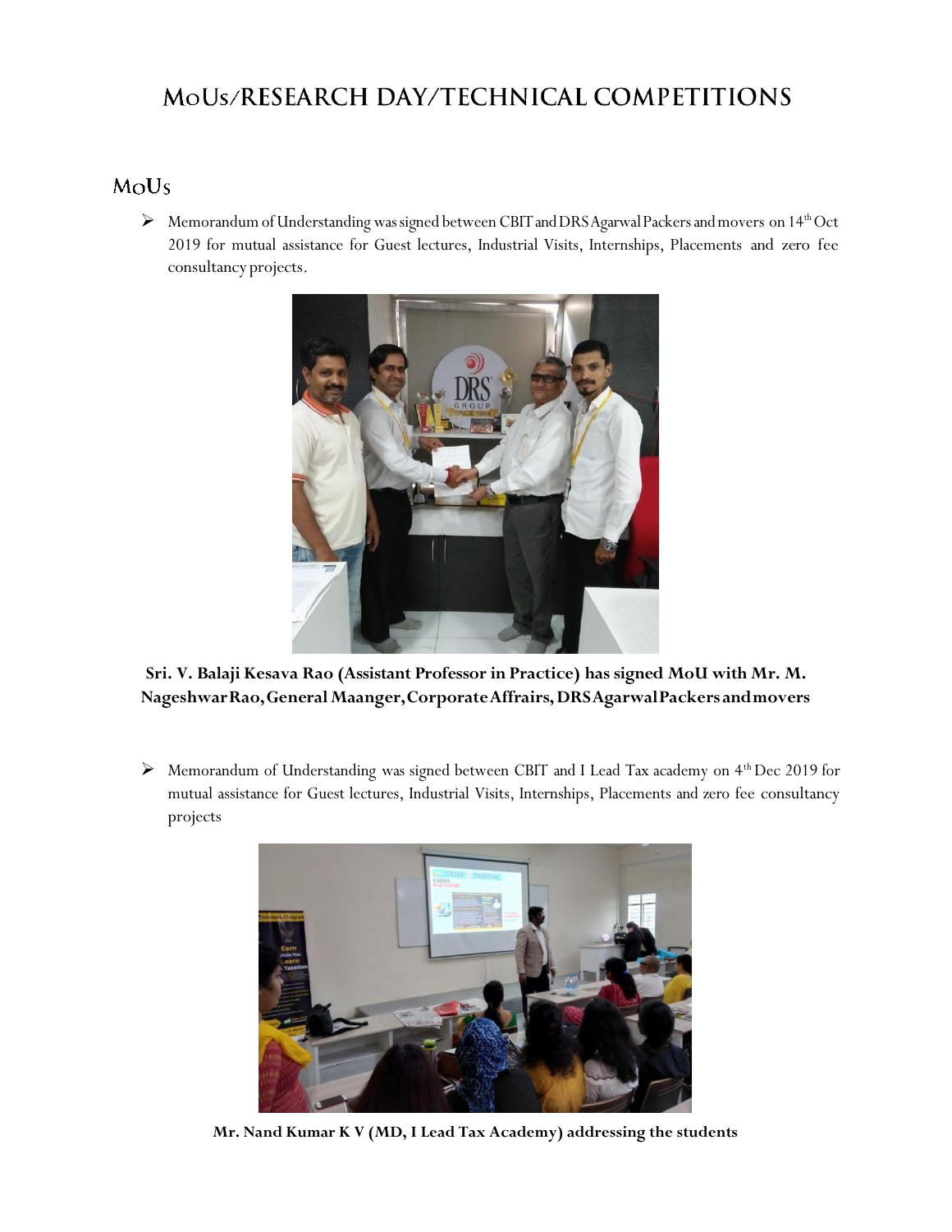# MoUs/RESEARCH DAY/TECHNICAL COMPETITIONS

## MoUs

- Memorandum of Understanding was signed between CBIT and DRS Agarwal Packers and movers on 14th Oct 2019 for mutual assistance for Guest lectures, Industrial Visits, Internships, Placements and zero fee consultancy projects.

**Sri. V. Balaji Kesava Rao (Assistant Professor in Practice) has signed MoU with Mr. M. Nageshwar Rao, General Maanger, Corporate Affrairs, DRS Agarwal Packers and movers**

- Memorandum of Understanding was signed between CBIT and I Lead Tax academy on 4th Dec 2019 for mutual assistance for Guest lectures, Industrial Visits, Internships, Placements and zero fee consultancy projects

**Mr. Nand Kumar K V (MD, I Lead Tax Academy) addressing the students**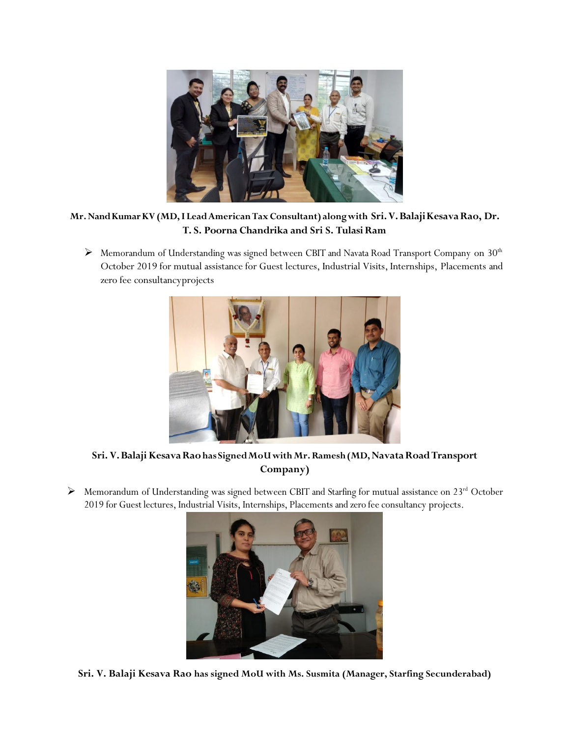**Mr. Nand Kumar KV (MD, I Lead American Tax Consultant) along with Sri. V. Balaji Kesava Rao, Dr. T. S. Poorna Chandrika and Sri S. Tulasi Ram**

- Memorandum of Understanding was signed between CBIT and Navata Road Transport Company on 30th October 2019 for mutual assistance for Guest lectures, Industrial Visits, Internships, Placements and zero fee consultancy projects

**Sri. V. Balaji Kesava Rao has Signed MoU with Mr. Ramesh (MD, Navata Road Transport Company)**

- Memorandum of Understanding was signed between CBIT and Starfing for mutual assistance on 23rd October 2019 for Guest lectures, Industrial Visits, Internships, Placements and zero fee consultancy projects.

**Sri. V. Balaji Kesava Rao has signed MoU with Ms. Susmita (Manager, Starfing Secunderabad)**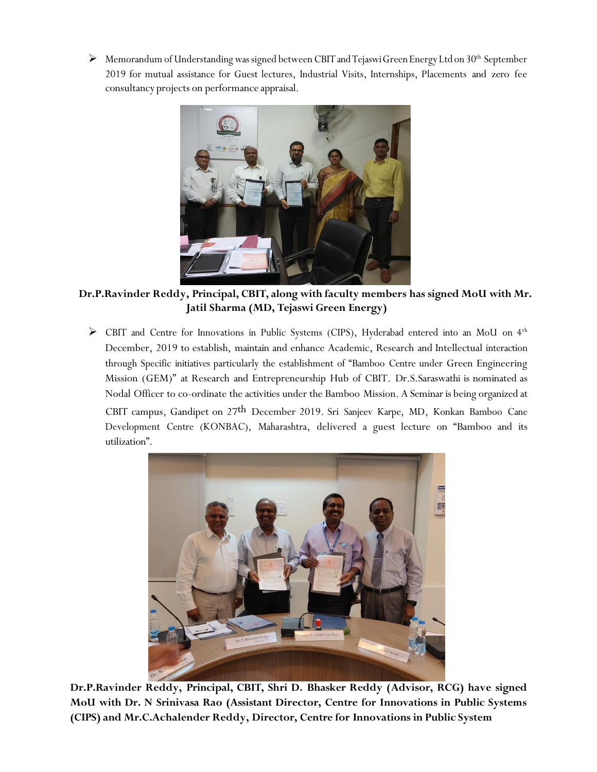- Memorandum of Understanding was signed between CBIT and Tejaswi Green Energy Ltd on 30th September 2019 for mutual assistance for Guest lectures, Industrial Visits, Internships, Placements and zero fee consultancy projects on performance appraisal.

**Dr.P.Ravinder Reddy, Principal, CBIT, along with faculty members has signed MoU with Mr. Jatil Sharma (MD, Tejaswi Green Energy)**

- CBIT and Centre for Innovations in Public Systems (CIPS), Hyderabad entered into an MoU on 4th December, 2019 to establish, maintain and enhance Academic, Research and Intellectual interaction through Specific initiatives particularly the establishment of "Bamboo Centre under Green Engineering Mission (GEM)" at Research and Entrepreneurship Hub of CBIT. Dr.S.Saraswathi is nominated as Nodal Officer to co-ordinate the activities under the Bamboo Mission. A Seminar is being organized at CBIT campus, Gandipet on 27th December 2019. Sri Sanjeev Karpe, MD, Konkan Bamboo Cane Development Centre (KONBAC), Maharashtra, delivered a guest lecture on "Bamboo and its utilization".

**Dr.P.Ravinder Reddy, Principal, CBIT, Shri D. Bhasker Reddy (Advisor, RCG) have signed MoU with Dr. N Srinivasa Rao (Assistant Director, Centre for Innovations in Public Systems (CIPS) and Mr.C.Achalender Reddy, Director, Centre for Innovations in Public System**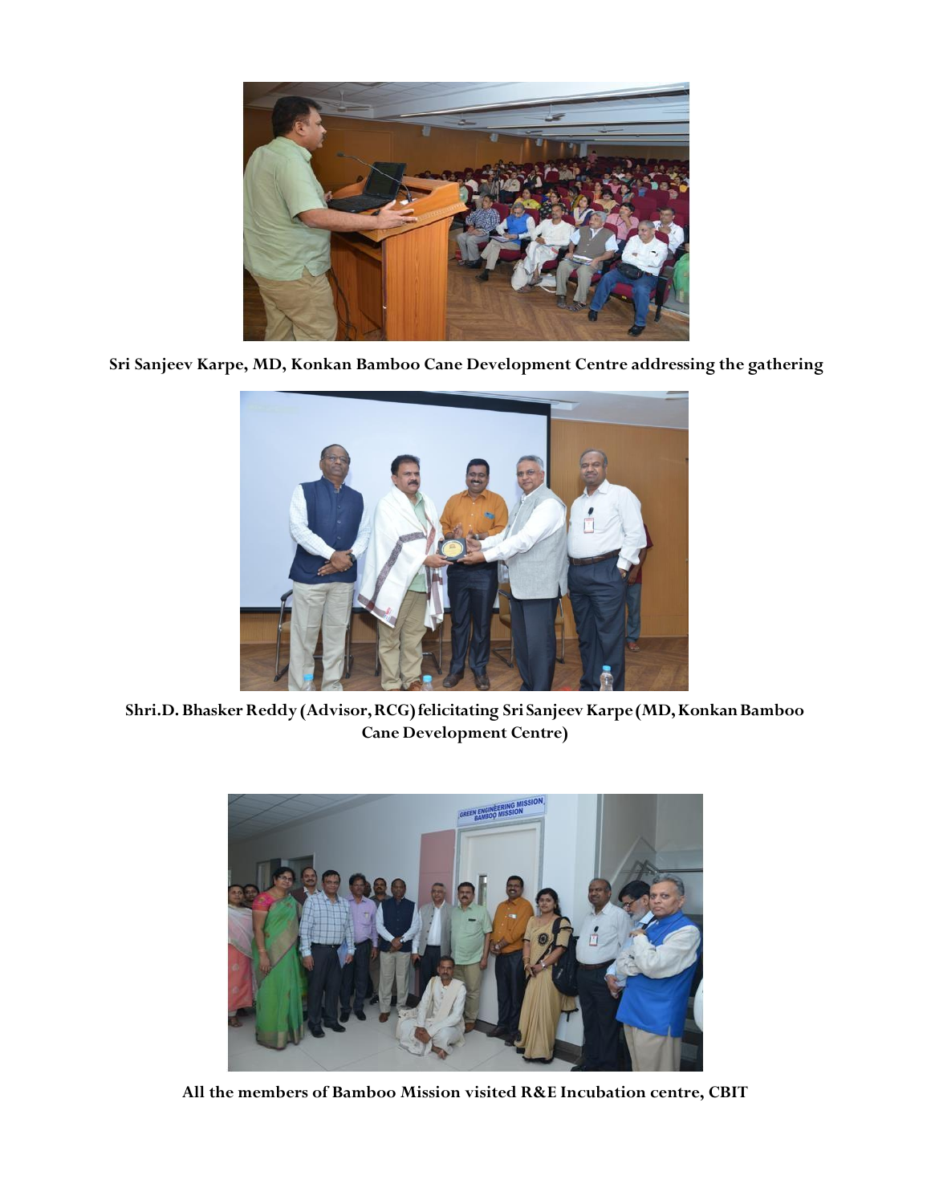**Sri Sanjeev Karpe, MD, Konkan Bamboo Cane Development Centre addressing the gathering**

**Shri.D. Bhasker Reddy (Advisor, RCG) felicitating Sri Sanjeev Karpe (MD, Konkan Bamboo Cane Development Centre)**

**All the members of Bamboo Mission visited R&E Incubation centre, CBIT**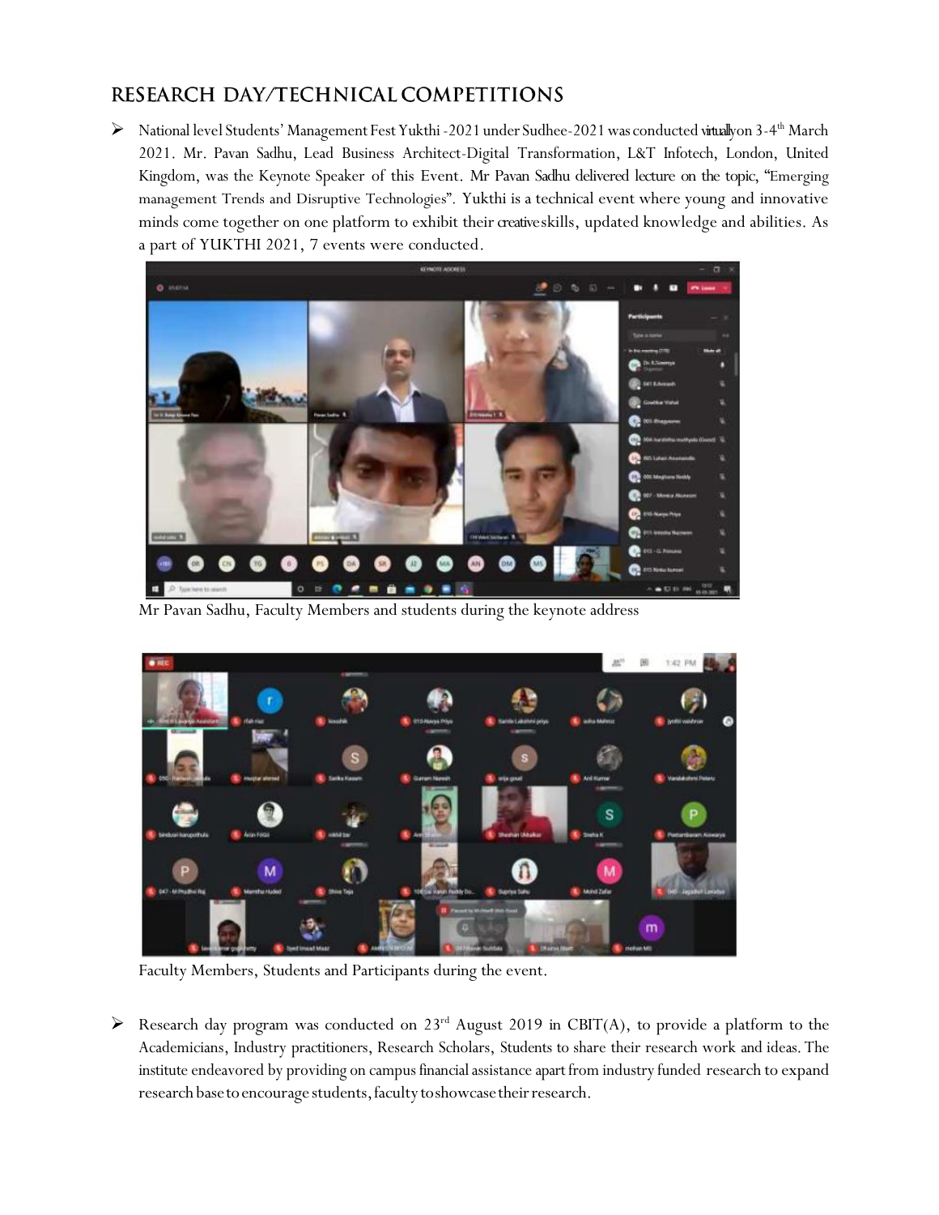## RESEARCH DAY/TECHNICAL COMPETITIONS

- National level Students' Management Fest Yukthi -2021 under Sudhee-2021 was conducted virtually on 3-4th March 2021. Mr. Pavan Sadhu, Lead Business Architect-Digital Transformation, L&T Infotech, London, United Kingdom, was the Keynote Speaker of this Event. Mr Pavan Sadhu delivered lecture on the topic, "Emerging management Trends and Disruptive Technologies". Yukthi is a technical event where young and innovative minds come together on one platform to exhibit their creative skills, updated knowledge and abilities. As a part of YUKTHI 2021, 7 events were conducted.

Mr Pavan Sadhu, Faculty Members and students during the keynote address

Faculty Members, Students and Participants during the event.

- Research day program was conducted on 23rd August 2019 in CBIT(A), to provide a platform to the Academicians, Industry practitioners, Research Scholars, Students to share their research work and ideas. The institute endeavored by providing on campus financial assistance apart from industry funded research to expand research base to encourage students, faculty to showcase their research.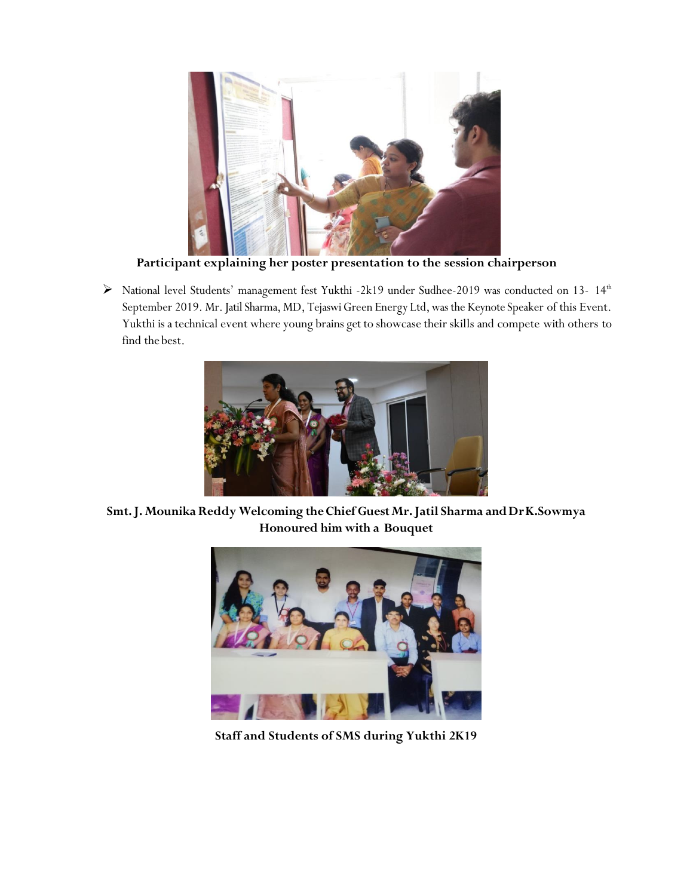**Participant explaining her poster presentation to the session chairperson**

- National level Students' management fest Yukthi -2k19 under Sudhee-2019 was conducted on 13- 14th September 2019. Mr. Jatil Sharma, MD, Tejaswi Green Energy Ltd, was the Keynote Speaker of this Event. Yukthi is a technical event where young brains get to showcase their skills and compete with others to find the best.

**Smt. J. Mounika Reddy Welcoming the Chief Guest Mr. Jatil Sharma and Dr K.Sowmya Honoured him with a Bouquet**

**Staff and Students of SMS during Yukthi 2K19**